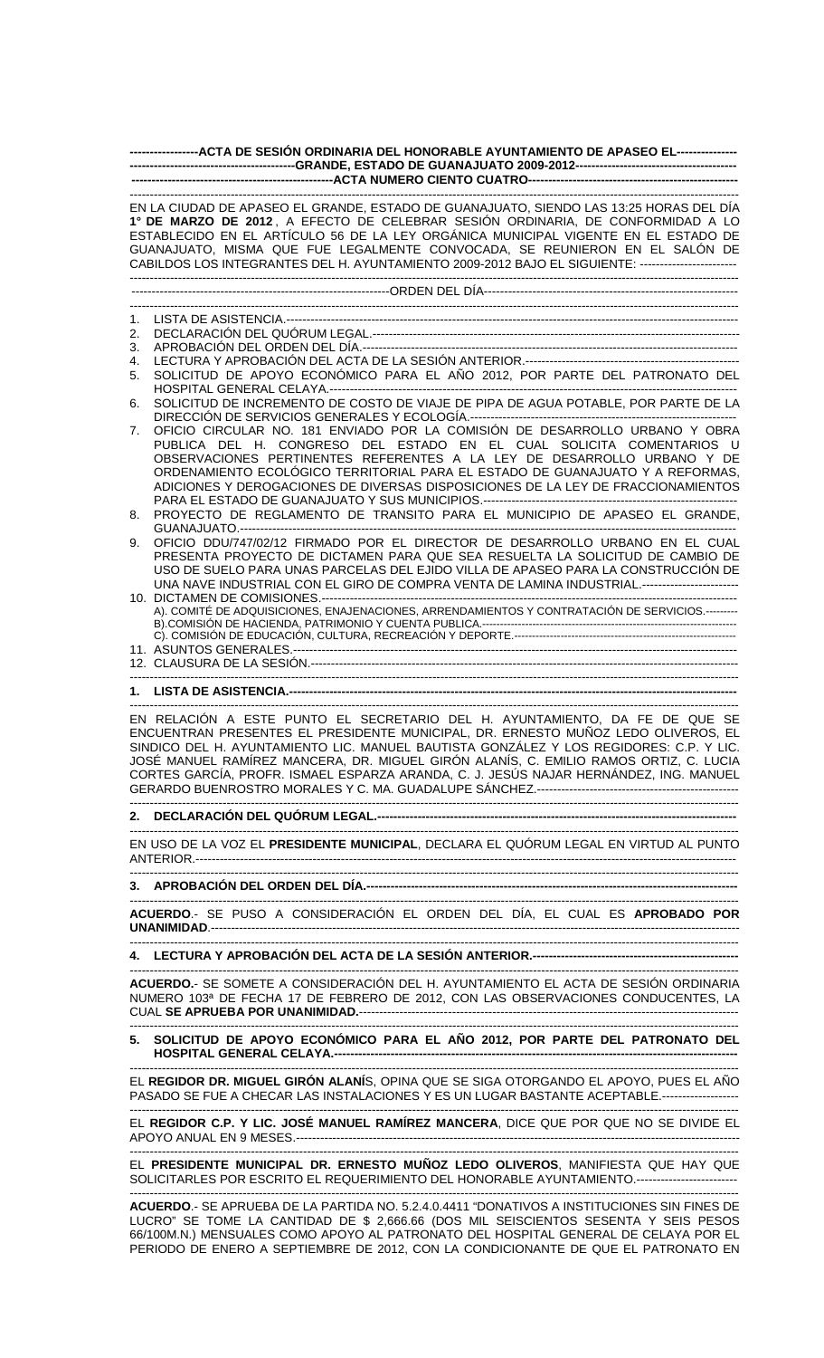**ACTA DE SESIÓN ORDINARIA DEL HONORABLE AYUNTAMIENTO DE APASEO EL GRANDE, ESTADO DE GUANAJUATO 2009-2012**

**ACTA NUMERO CIENTO CUATRO**

EN LA CIUDAD DE APASEO EL GRANDE, ESTADO DE GUANAJUATO, SIENDO LAS 13:25 HORAS DEL DÍA **1° DE MARZO DE 2012**, A EFECTO DE CELEBRAR SESIÓN ORDINARIA, DE CONFORMIDAD A LO ESTABLECIDO EN EL ARTÍCULO 56 DE LA LEY ORGÁNICA MUNICIPAL VIGENTE EN EL ESTADO DE GUANAJUATO, MISMA QUE FUE LEGALMENTE CONVOCADA, SE REUNIERON EN EL SALÓN DE CABILDOS LOS INTEGRANTES DEL H. AYUNTAMIENTO 2009-2012 BAJO EL SIGUIENTE:

ORDEN DEL DÍA

1. LISTA DE ASISTENCIA.
2. DECLARACIÓN DEL QUÓRUM LEGAL.
3. APROBACIÓN DEL ORDEN DEL DÍA.
4. LECTURA Y APROBACIÓN DEL ACTA DE LA SESIÓN ANTERIOR.
5. SOLICITUD DE APOYO ECONÓMICO PARA EL AÑO 2012, POR PARTE DEL PATRONATO DEL HOSPITAL GENERAL CELAYA.
6. SOLICITUD DE INCREMENTO DE COSTO DE VIAJE DE PIPA DE AGUA POTABLE, POR PARTE DE LA DIRECCIÓN DE SERVICIOS GENERALES Y ECOLOGÍA.
7. OFICIO CIRCULAR NO. 181 ENVIADO POR LA COMISIÓN DE DESARROLLO URBANO Y OBRA PUBLICA DEL H. CONGRESO DEL ESTADO EN EL CUAL SOLICITA COMENTARIOS U OBSERVACIONES PERTINENTES REFERENTES A LA LEY DE DESARROLLO URBANO Y DE ORDENAMIENTO ECOLÓGICO TERRITORIAL PARA EL ESTADO DE GUANAJUATO Y A REFORMAS, ADICIONES Y DEROGACIONES DE DIVERSAS DISPOSICIONES DE LA LEY DE FRACCIONAMIENTOS PARA EL ESTADO DE GUANAJUATO Y SUS MUNICIPIOS.
8. PROYECTO DE REGLAMENTO DE TRANSITO PARA EL MUNICIPIO DE APASEO EL GRANDE, GUANAJUATO.
9. OFICIO DDU/747/02/12 FIRMADO POR EL DIRECTOR DE DESARROLLO URBANO EN EL CUAL PRESENTA PROYECTO DE DICTAMEN PARA QUE SEA RESUELTA LA SOLICITUD DE CAMBIO DE USO DE SUELO PARA UNAS PARCELAS DEL EJIDO VILLA DE APASEO PARA LA CONSTRUCCIÓN DE UNA NAVE INDUSTRIAL CON EL GIRO DE COMPRA VENTA DE LAMINA INDUSTRIAL.
10. DICTAMEN DE COMISIONES.
    A). COMITÉ DE ADQUISICIONES, ENAJENACIONES, ARRENDAMIENTOS Y CONTRATACIÓN DE SERVICIOS.
    B).COMISIÓN DE HACIENDA, PATRIMONIO Y CUENTA PUBLICA.
    C). COMISIÓN DE EDUCACIÓN, CULTURA, RECREACIÓN Y DEPORTE.
11. ASUNTOS GENERALES.
12. CLAUSURA DE LA SESIÓN.

**1. LISTA DE ASISTENCIA.**

EN RELACIÓN A ESTE PUNTO EL SECRETARIO DEL H. AYUNTAMIENTO, DA FE DE QUE SE ENCUENTRAN PRESENTES EL PRESIDENTE MUNICIPAL, DR. ERNESTO MUÑOZ LEDO OLIVEROS, EL SINDICO DEL H. AYUNTAMIENTO LIC. MANUEL BAUTISTA GONZÁLEZ Y LOS REGIDORES: C.P. Y LIC. JOSÉ MANUEL RAMÍREZ MANCERA, DR. MIGUEL GIRÓN ALANÍS, C. EMILIO RAMOS ORTIZ, C. LUCIA CORTES GARCÍA, PROFR. ISMAEL ESPARZA ARANDA, C. J. JESÚS NAJAR HERNÁNDEZ, ING. MANUEL GERARDO BUENROSTRO MORALES Y C. MA. GUADALUPE SÁNCHEZ.

**2. DECLARACIÓN DEL QUÓRUM LEGAL.**

EN USO DE LA VOZ EL **PRESIDENTE MUNICIPAL**, DECLARA EL QUÓRUM LEGAL EN VIRTUD AL PUNTO ANTERIOR.

**3. APROBACIÓN DEL ORDEN DEL DÍA.**

**ACUERDO**.- SE PUSO A CONSIDERACIÓN EL ORDEN DEL DÍA, EL CUAL ES **APROBADO POR UNANIMIDAD**.

**4. LECTURA Y APROBACIÓN DEL ACTA DE LA SESIÓN ANTERIOR.**

**ACUERDO.**- SE SOMETE A CONSIDERACIÓN DEL H. AYUNTAMIENTO EL ACTA DE SESIÓN ORDINARIA NUMERO 103ª DE FECHA 17 DE FEBRERO DE 2012, CON LAS OBSERVACIONES CONDUCENTES, LA CUAL **SE APRUEBA POR UNANIMIDAD.**

**5. SOLICITUD DE APOYO ECONÓMICO PARA EL AÑO 2012, POR PARTE DEL PATRONATO DEL HOSPITAL GENERAL CELAYA.**

EL **REGIDOR DR. MIGUEL GIRÓN ALANÍS**, OPINA QUE SE SIGA OTORGANDO EL APOYO, PUES EL AÑO PASADO SE FUE A CHECAR LAS INSTALACIONES Y ES UN LUGAR BASTANTE ACEPTABLE.

EL **REGIDOR C.P. Y LIC. JOSÉ MANUEL RAMÍREZ MANCERA**, DICE QUE POR QUE NO SE DIVIDE EL APOYO ANUAL EN 9 MESES.

EL **PRESIDENTE MUNICIPAL DR. ERNESTO MUÑOZ LEDO OLIVEROS**, MANIFIESTA QUE HAY QUE SOLICITARLES POR ESCRITO EL REQUERIMIENTO DEL HONORABLE AYUNTAMIENTO.

**ACUERDO**.- SE APRUEBA DE LA PARTIDA NO. 5.2.4.0.4411 "DONATIVOS A INSTITUCIONES SIN FINES DE LUCRO" SE TOME LA CANTIDAD DE $ 2,666.66 (DOS MIL SEISCIENTOS SESENTA Y SEIS PESOS 66/100M.N.) MENSUALES COMO APOYO AL PATRONATO DEL HOSPITAL GENERAL DE CELAYA POR EL PERIODO DE ENERO A SEPTIEMBRE DE 2012, CON LA CONDICIONANTE DE QUE EL PATRONATO EN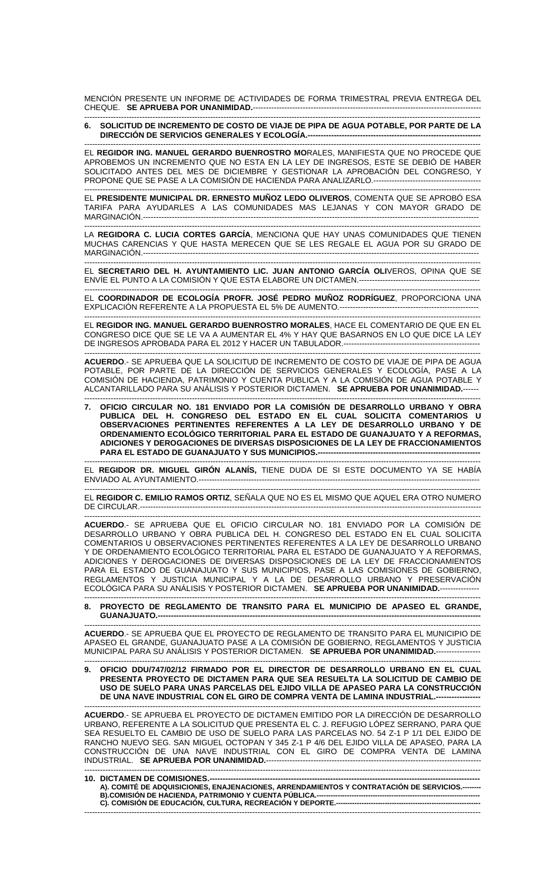MENCIÓN PRESENTE UN INFORME DE ACTIVIDADES DE FORMA TRIMESTRAL PREVIA ENTREGA DEL CHEQUE. **SE APRUEBA POR UNANIMIDAD.**-----------------------------------------------------------------------------------

**6. SOLICITUD DE INCREMENTO DE COSTO DE VIAJE DE PIPA DE AGUA POTABLE, POR PARTE DE LA DIRECCIÓN DE SERVICIOS GENERALES Y ECOLOGÍA.**-----------------------------------------------------------------

EL **REGIDOR ING. MANUEL GERARDO BUENROSTRO MO**RALES, MANIFIESTA QUE NO PROCEDE QUE APROBEMOS UN INCREMENTO QUE NO ESTA EN LA LEY DE INGRESOS, ESTE SE DEBIÓ DE HABER SOLICITADO ANTES DEL MES DE DICIEMBRE Y GESTIONAR LA APROBACIÓN DEL CONGRESO, Y PROPONE QUE SE PASE A LA COMISIÓN DE HACIENDA PARA ANALIZARLO.-----------------------------------------

EL **PRESIDENTE MUNICIPAL DR. ERNESTO MUÑOZ LEDO OLIVEROS**, COMENTA QUE SE APROBÓ ESA TARIFA PARA AYUDARLES A LAS COMUNIDADES MAS LEJANAS Y CON MAYOR GRADO DE MARGINACIÓN.------------------------------------------------------------------------------------------------------------------------

LA **REGIDORA C. LUCIA CORTES GARCÍA**, MENCIONA QUE HAY UNAS COMUNIDADES QUE TIENEN MUCHAS CARENCIAS Y QUE HASTA MERECEN QUE SE LES REGALE EL AGUA POR SU GRADO DE MARGINACIÓN.------------------------------------------------------------------------------------------------------------------------

EL **SECRETARIO DEL H. AYUNTAMIENTO LIC. JUAN ANTONIO GARCÍA OLI**VEROS, OPINA QUE SE ENVÍE EL PUNTO A LA COMISIÓN Y QUE ESTA ELABORE UN DICTAMEN.----------------------------------------------

EL **COORDINADOR DE ECOLOGÍA PROFR. JOSÉ PEDRO MUÑOZ RODRÍGUEZ**, PROPORCIONA UNA EXPLICACIÓN REFERENTE A LA PROPUESTA EL 5% DE AUMENTO.---------------------------------------------------

EL **REGIDOR ING. MANUEL GERARDO BUENROSTRO MORALES**, HACE EL COMENTARIO DE QUE EN EL CONGRESO DICE QUE SE LE VA A AUMENTAR EL 4% Y HAY QUE BASARNOS EN LO QUE DICE LA LEY DE INGRESOS APROBADA PARA EL 2012 Y HACER UN TABULADOR.----------------------------------------------------

**ACUERDO**.- SE APRUEBA QUE LA SOLICITUD DE INCREMENTO DE COSTO DE VIAJE DE PIPA DE AGUA POTABLE, POR PARTE DE LA DIRECCIÓN DE SERVICIOS GENERALES Y ECOLOGÍA, PASE A LA COMISIÓN DE HACIENDA, PATRIMONIO Y CUENTA PUBLICA Y A LA COMISIÓN DE AGUA POTABLE Y ALCANTARILLADO PARA SU ANÁLISIS Y POSTERIOR DICTAMEN. **SE APRUEBA POR UNANIMIDAD.**------

**7. OFICIO CIRCULAR NO. 181 ENVIADO POR LA COMISIÓN DE DESARROLLO URBANO Y OBRA PUBLICA DEL H. CONGRESO DEL ESTADO EN EL CUAL SOLICITA COMENTARIOS U OBSERVACIONES PERTINENTES REFERENTES A LA LEY DE DESARROLLO URBANO Y DE ORDENAMIENTO ECOLÓGICO TERRITORIAL PARA EL ESTADO DE GUANAJUATO Y A REFORMAS, ADICIONES Y DEROGACIONES DE DIVERSAS DISPOSICIONES DE LA LEY DE FRACCIONAMIENTOS PARA EL ESTADO DE GUANAJUATO Y SUS MUNICIPIOS.**---------------------------------------------------------------

EL **REGIDOR DR. MIGUEL GIRÓN ALANÍS,** TIENE DUDA DE SI ESTE DOCUMENTO YA SE HABÍA ENVIADO AL AYUNTAMIENTO.---------------------------------------------------------------------------------------------------------

EL **REGIDOR C. EMILIO RAMOS ORTIZ**, SEÑALA QUE NO ES EL MISMO QUE AQUEL ERA OTRO NUMERO DE CIRCULAR.---------------------------------------------------------------------------------------------------------------------------

**ACUERDO**.- SE APRUEBA QUE EL OFICIO CIRCULAR NO. 181 ENVIADO POR LA COMISIÓN DE DESARROLLO URBANO Y OBRA PUBLICA DEL H. CONGRESO DEL ESTADO EN EL CUAL SOLICITA COMENTARIOS U OBSERVACIONES PERTINENTES REFERENTES A LA LEY DE DESARROLLO URBANO Y DE ORDENAMIENTO ECOLÓGICO TERRITORIAL PARA EL ESTADO DE GUANAJUATO Y A REFORMAS, ADICIONES Y DEROGACIONES DE DIVERSAS DISPOSICIONES DE LA LEY DE FRACCIONAMIENTOS PARA EL ESTADO DE GUANAJUATO Y SUS MUNICIPIOS, PASE A LAS COMISIONES DE GOBIERNO, REGLAMENTOS Y JUSTICIA MUNICIPAL Y A LA DE DESARROLLO URBANO Y PRESERVACIÓN ECOLÓGICA PARA SU ANÁLISIS Y POSTERIOR DICTAMEN. **SE APRUEBA POR UNANIMIDAD.**---------------

**8. PROYECTO DE REGLAMENTO DE TRANSITO PARA EL MUNICIPIO DE APASEO EL GRANDE, GUANAJUATO.**---------------------------------------------------------------------------------------------------------------------------

**ACUERDO**.- SE APRUEBA QUE EL PROYECTO DE REGLAMENTO DE TRANSITO PARA EL MUNICIPIO DE APASEO EL GRANDE, GUANAJUATO PASE A LA COMISIÓN DE GOBIERNO, REGLAMENTOS Y JUSTICIA MUNICIPAL PARA SU ANÁLISIS Y POSTERIOR DICTAMEN. **SE APRUEBA POR UNANIMIDAD.**-----------------

**9. OFICIO DDU/747/02/12 FIRMADO POR EL DIRECTOR DE DESARROLLO URBANO EN EL CUAL PRESENTA PROYECTO DE DICTAMEN PARA QUE SEA RESUELTA LA SOLICITUD DE CAMBIO DE USO DE SUELO PARA UNAS PARCELAS DEL EJIDO VILLA DE APASEO PARA LA CONSTRUCCIÓN DE UNA NAVE INDUSTRIAL CON EL GIRO DE COMPRA VENTA DE LAMINA INDUSTRIAL.**-----------------

**ACUERDO**.- SE APRUEBA EL PROYECTO DE DICTAMEN EMITIDO POR LA DIRECCIÓN DE DESARROLLO URBANO, REFERENTE A LA SOLICITUD QUE PRESENTA EL C. J. REFUGIO LÓPEZ SERRANO, PARA QUE SEA RESUELTO EL CAMBIO DE USO DE SUELO PARA LAS PARCELAS NO. 54 Z-1 P 1/1 DEL EJIDO DE RANCHO NUEVO SEG. SAN MIGUEL OCTOPAN Y 345 Z-1 P 4/6 DEL EJIDO VILLA DE APASEO, PARA LA CONSTRUCCIÓN DE UNA NAVE INDUSTRIAL CON EL GIRO DE COMPRA VENTA DE LAMINA INDUSTRIAL. **SE APRUEBA POR UNANIMIDAD.**-------------------------------------------------------------------------

**10. DICTAMEN DE COMISIONES.**---------------------------------------------------------------------------------------------------------
**A). COMITÉ DE ADQUISICIONES, ENAJENACIONES, ARRENDAMIENTOS Y CONTRATACIÓN DE SERVICIOS.**--------
**B).COMISIÓN DE HACIENDA, PATRIMONIO Y CUENTA PÚBLICA.**----------------------------------------------------------------
**C). COMISIÓN DE EDUCACIÓN, CULTURA, RECREACIÓN Y DEPORTE.**------------------------------------------------------------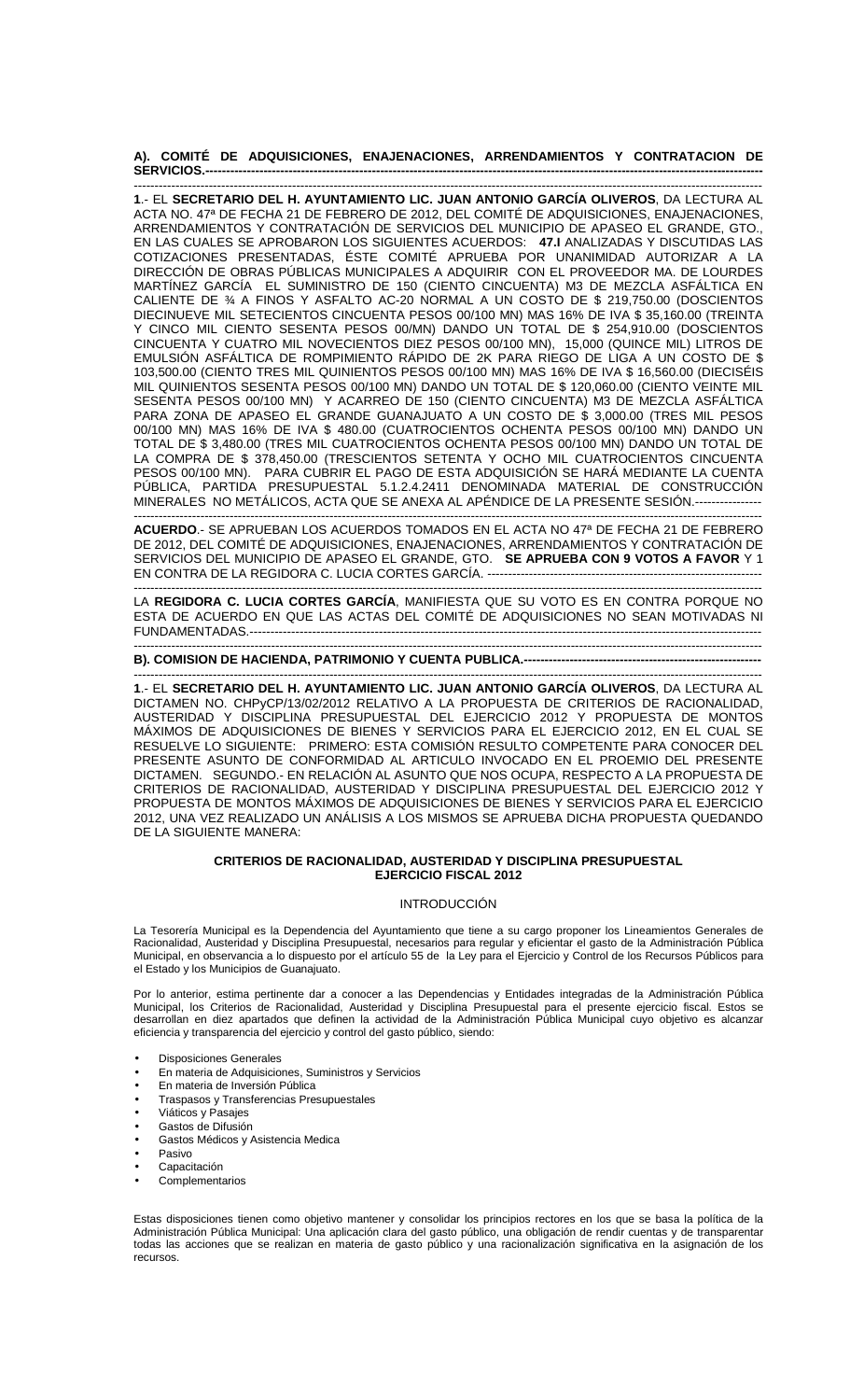**A). COMITÉ DE ADQUISICIONES, ENAJENACIONES, ARRENDAMIENTOS Y CONTRATACION DE SERVICIOS.------------------------------------------------------------------------------------------------------------------------------**

---

**1**.- EL **SECRETARIO DEL H. AYUNTAMIENTO LIC. JUAN ANTONIO GARCÍA OLIVEROS**, DA LECTURA AL ACTA NO. 47ª DE FECHA 21 DE FEBRERO DE 2012, DEL COMITÉ DE ADQUISICIONES, ENAJENACIONES, ARRENDAMIENTOS Y CONTRATACIÓN DE SERVICIOS DEL MUNICIPIO DE APASEO EL GRANDE, GTO., EN LAS CUALES SE APROBARON LOS SIGUIENTES ACUERDOS: **47.I** ANALIZADAS Y DISCUTIDAS LAS COTIZACIONES PRESENTADAS, ÉSTE COMITÉ APRUEBA POR UNANIMIDAD AUTORIZAR A LA DIRECCIÓN DE OBRAS PÚBLICAS MUNICIPALES A ADQUIRIR CON EL PROVEEDOR MA. DE LOURDES MARTÍNEZ GARCÍA EL SUMINISTRO DE 150 (CIENTO CINCUENTA) M3 DE MEZCLA ASFÁLTICA EN CALIENTE DE ¾ A FINOS Y ASFALTO AC-20 NORMAL A UN COSTO DE $ 219,750.00 (DOSCIENTOS DIECINUEVE MIL SETECIENTOS CINCUENTA PESOS 00/100 MN) MAS 16% DE IVA $ 35,160.00 (TREINTA Y CINCO MIL CIENTO SESENTA PESOS 00/MN) DANDO UN TOTAL DE $ 254,910.00 (DOSCIENTOS CINCUENTA Y CUATRO MIL NOVECIENTOS DIEZ PESOS 00/100 MN), 15,000 (QUINCE MIL) LITROS DE EMULSIÓN ASFÁLTICA DE ROMPIMIENTO RÁPIDO DE 2K PARA RIEGO DE LIGA A UN COSTO DE $ 103,500.00 (CIENTO TRES MIL QUINIENTOS PESOS 00/100 MN) MAS 16% DE IVA $ 16,560.00 (DIECISÉIS MIL QUINIENTOS SESENTA PESOS 00/100 MN) DANDO UN TOTAL DE $ 120,060.00 (CIENTO VEINTE MIL SESENTA PESOS 00/100 MN) Y ACARREO DE 150 (CIENTO CINCUENTA) M3 DE MEZCLA ASFÁLTICA PARA ZONA DE APASEO EL GRANDE GUANAJUATO A UN COSTO DE $ 3,000.00 (TRES MIL PESOS 00/100 MN) MAS 16% DE IVA $ 480.00 (CUATROCIENTOS OCHENTA PESOS 00/100 MN) DANDO UN TOTAL DE $ 3,480.00 (TRES MIL CUATROCIENTOS OCHENTA PESOS 00/100 MN) DANDO UN TOTAL DE LA COMPRA DE $ 378,450.00 (TRESCIENTOS SETENTA Y OCHO MIL CUATROCIENTOS CINCUENTA PESOS 00/100 MN). PARA CUBRIR EL PAGO DE ESTA ADQUISICIÓN SE HARÁ MEDIANTE LA CUENTA PÚBLICA, PARTIDA PRESUPUESTAL 5.1.2.4.2411 DENOMINADA MATERIAL DE CONSTRUCCIÓN MINERALES NO METÁLICOS, ACTA QUE SE ANEXA AL APÉNDICE DE LA PRESENTE SESIÓN.----------------

---

**ACUERDO**.- SE APRUEBAN LOS ACUERDOS TOMADOS EN EL ACTA NO 47ª DE FECHA 21 DE FEBRERO DE 2012, DEL COMITÉ DE ADQUISICIONES, ENAJENACIONES, ARRENDAMIENTOS Y CONTRATACIÓN DE SERVICIOS DEL MUNICIPIO DE APASEO EL GRANDE, GTO. **SE APRUEBA CON 9 VOTOS A FAVOR** Y 1 EN CONTRA DE LA REGIDORA C. LUCIA CORTES GARCÍA. -------------------------------------------------------------

---

LA **REGIDORA C. LUCIA CORTES GARCÍA**, MANIFIESTA QUE SU VOTO ES EN CONTRA PORQUE NO ESTA DE ACUERDO EN QUE LAS ACTAS DEL COMITÉ DE ADQUISICIONES NO SEAN MOTIVADAS NI FUNDAMENTADAS.-----------------------------------------------------------------------------------------------------------------------

---

**B). COMISION DE HACIENDA, PATRIMONIO Y CUENTA PUBLICA.---------------------------------------------------------**

---

**1**.- EL **SECRETARIO DEL H. AYUNTAMIENTO LIC. JUAN ANTONIO GARCÍA OLIVEROS**, DA LECTURA AL DICTAMEN NO. CHPyCP/13/02/2012 RELATIVO A LA PROPUESTA DE CRITERIOS DE RACIONALIDAD, AUSTERIDAD Y DISCIPLINA PRESUPUESTAL DEL EJERCICIO 2012 Y PROPUESTA DE MONTOS MÁXIMOS DE ADQUISICIONES DE BIENES Y SERVICIOS PARA EL EJERCICIO 2012, EN EL CUAL SE RESUELVE LO SIGUIENTE: PRIMERO: ESTA COMISIÓN RESULTO COMPETENTE PARA CONOCER DEL PRESENTE ASUNTO DE CONFORMIDAD AL ARTICULO INVOCADO EN EL PROEMIO DEL PRESENTE DICTAMEN. SEGUNDO.- EN RELACIÓN AL ASUNTO QUE NOS OCUPA, RESPECTO A LA PROPUESTA DE CRITERIOS DE RACIONALIDAD, AUSTERIDAD Y DISCIPLINA PRESUPUESTAL DEL EJERCICIO 2012 Y PROPUESTA DE MONTOS MÁXIMOS DE ADQUISICIONES DE BIENES Y SERVICIOS PARA EL EJERCICIO 2012, UNA VEZ REALIZADO UN ANÁLISIS A LOS MISMOS SE APRUEBA DICHA PROPUESTA QUEDANDO DE LA SIGUIENTE MANERA:

## CRITERIOS DE RACIONALIDAD, AUSTERIDAD Y DISCIPLINA PRESUPUESTAL
## EJERCICIO FISCAL 2012

### INTRODUCCIÓN

La Tesorería Municipal es la Dependencia del Ayuntamiento que tiene a su cargo proponer los Lineamientos Generales de Racionalidad, Austeridad y Disciplina Presupuestal, necesarios para regular y eficientar el gasto de la Administración Pública Municipal, en observancia a lo dispuesto por el artículo 55 de la Ley para el Ejercicio y Control de los Recursos Públicos para el Estado y los Municipios de Guanajuato.

Por lo anterior, estima pertinente dar a conocer a las Dependencias y Entidades integradas de la Administración Pública Municipal, los Criterios de Racionalidad, Austeridad y Disciplina Presupuestal para el presente ejercicio fiscal. Estos se desarrollan en diez apartados que definen la actividad de la Administración Pública Municipal cuyo objetivo es alcanzar eficiencia y transparencia del ejercicio y control del gasto público, siendo:

- Disposiciones Generales
- En materia de Adquisiciones, Suministros y Servicios
- En materia de Inversión Pública
- Traspasos y Transferencias Presupuestales
- Viáticos y Pasajes
- Gastos de Difusión
- Gastos Médicos y Asistencia Medica
- Pasivo
- Capacitación
- Complementarios

Estas disposiciones tienen como objetivo mantener y consolidar los principios rectores en los que se basa la política de la Administración Pública Municipal: Una aplicación clara del gasto público, una obligación de rendir cuentas y de transparentar todas las acciones que se realizan en materia de gasto público y una racionalización significativa en la asignación de los recursos.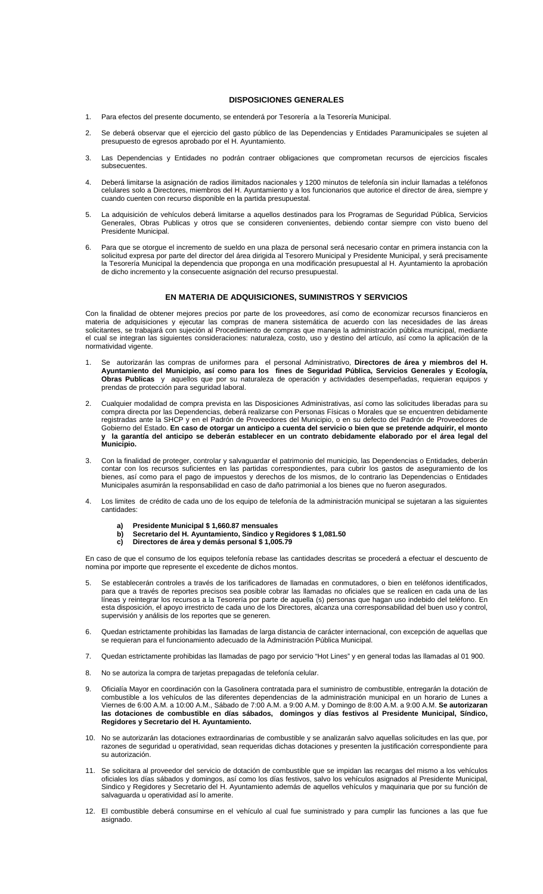## DISPOSICIONES GENERALES

1. Para efectos del presente documento, se entenderá por Tesorería a la Tesorería Municipal.

2. Se deberá observar que el ejercicio del gasto público de las Dependencias y Entidades Paramunicipales se sujeten al presupuesto de egresos aprobado por el H. Ayuntamiento.

3. Las Dependencias y Entidades no podrán contraer obligaciones que comprometan recursos de ejercicios fiscales subsecuentes.

4. Deberá limitarse la asignación de radios ilimitados nacionales y 1200 minutos de telefonía sin incluir llamadas a teléfonos celulares solo a Directores, miembros del H. Ayuntamiento y a los funcionarios que autorice el director de área, siempre y cuando cuenten con recurso disponible en la partida presupuestal.

5. La adquisición de vehículos deberá limitarse a aquellos destinados para los Programas de Seguridad Pública, Servicios Generales, Obras Publicas y otros que se consideren convenientes, debiendo contar siempre con visto bueno del Presidente Municipal.

6. Para que se otorgue el incremento de sueldo en una plaza de personal será necesario contar en primera instancia con la solicitud expresa por parte del director del área dirigida al Tesorero Municipal y Presidente Municipal, y será precisamente la Tesorería Municipal la dependencia que proponga en una modificación presupuestal al H. Ayuntamiento la aprobación de dicho incremento y la consecuente asignación del recurso presupuestal.

## EN MATERIA DE ADQUISICIONES, SUMINISTROS Y SERVICIOS

Con la finalidad de obtener mejores precios por parte de los proveedores, así como de economizar recursos financieros en materia de adquisiciones y ejecutar las compras de manera sistemática de acuerdo con las necesidades de las áreas solicitantes, se trabajará con sujeción al Procedimiento de compras que maneja la administración pública municipal, mediante el cual se integran las siguientes consideraciones: naturaleza, costo, uso y destino del artículo, así como la aplicación de la normatividad vigente.

1. Se autorizarán las compras de uniformes para el personal Administrativo, **Directores de área y miembros del H. Ayuntamiento del Municipio, así como para los fines de Seguridad Pública, Servicios Generales y Ecología, Obras Publicas** y aquellos que por su naturaleza de operación y actividades desempeñadas, requieran equipos y prendas de protección para seguridad laboral.

2. Cualquier modalidad de compra prevista en las Disposiciones Administrativas, así como las solicitudes liberadas para su compra directa por las Dependencias, deberá realizarse con Personas Físicas o Morales que se encuentren debidamente registradas ante la SHCP y en el Padrón de Proveedores del Municipio, o en su defecto del Padrón de Proveedores de Gobierno del Estado. **En caso de otorgar un anticipo a cuenta del servicio o bien que se pretende adquirir, el monto y la garantía del anticipo se deberán establecer en un contrato debidamente elaborado por el área legal del Municipio.**

3. Con la finalidad de proteger, controlar y salvaguardar el patrimonio del municipio, las Dependencias o Entidades, deberán contar con los recursos suficientes en las partidas correspondientes, para cubrir los gastos de aseguramiento de los bienes, así como para el pago de impuestos y derechos de los mismos, de lo contrario las Dependencias o Entidades Municipales asumirán la responsabilidad en caso de daño patrimonial a los bienes que no fueron asegurados.

4. Los limites de crédito de cada uno de los equipo de telefonía de la administración municipal se sujetaran a las siguientes cantidades:

   **a) Presidente Municipal $ 1,660.87 mensuales**
   **b) Secretario del H. Ayuntamiento, Síndico y Regidores $ 1,081.50**
   **c) Directores de área y demás personal $ 1,005.79**

En caso de que el consumo de los equipos telefonía rebase las cantidades descritas se procederá a efectuar el descuento de nomina por importe que represente el excedente de dichos montos.

5. Se establecerán controles a través de los tarificadores de llamadas en conmutadores, o bien en teléfonos identificados, para que a través de reportes precisos sea posible cobrar las llamadas no oficiales que se realicen en cada una de las líneas y reintegrar los recursos a la Tesorería por parte de aquella (s) personas que hagan uso indebido del teléfono. En esta disposición, el apoyo irrestricto de cada uno de los Directores, alcanza una corresponsabilidad del buen uso y control, supervisión y análisis de los reportes que se generen.

6. Quedan estrictamente prohibidas las llamadas de larga distancia de carácter internacional, con excepción de aquellas que se requieran para el funcionamiento adecuado de la Administración Pública Municipal.

7. Quedan estrictamente prohibidas las llamadas de pago por servicio "Hot Lines" y en general todas las llamadas al 01 900.

8. No se autoriza la compra de tarjetas prepagadas de telefonía celular.

9. Oficialía Mayor en coordinación con la Gasolinera contratada para el suministro de combustible, entregarán la dotación de combustible a los vehículos de las diferentes dependencias de la administración municipal en un horario de Lunes a Viernes de 6:00 A.M. a 10:00 A.M., Sábado de 7:00 A.M. a 9:00 A.M. y Domingo de 8:00 A.M. a 9:00 A.M. **Se autorizaran las dotaciones de combustible en días sábados, domingos y días festivos al Presidente Municipal, Síndico, Regidores y Secretario del H. Ayuntamiento.**

10. No se autorizarán las dotaciones extraordinarias de combustible y se analizarán salvo aquellas solicitudes en las que, por razones de seguridad u operatividad, sean requeridas dichas dotaciones y presenten la justificación correspondiente para su autorización.

11. Se solicitara al proveedor del servicio de dotación de combustible que se impidan las recargas del mismo a los vehículos oficiales los días sábados y domingos, así como los días festivos, salvo los vehículos asignados al Presidente Municipal, Sindico y Regidores y Secretario del H. Ayuntamiento además de aquellos vehículos y maquinaria que por su función de salvaguarda u operatividad así lo amerite.

12. El combustible deberá consumirse en el vehículo al cual fue suministrado y para cumplir las funciones a las que fue asignado.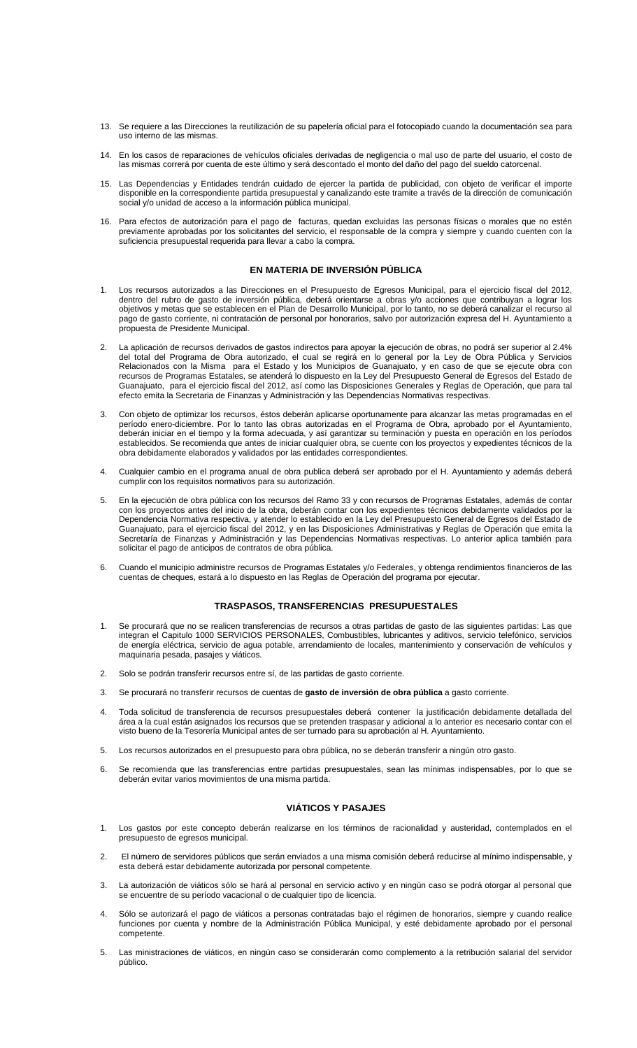13. Se requiere a las Direcciones la reutilización de su papelería oficial para el fotocopiado cuando la documentación sea para uso interno de las mismas.

14. En los casos de reparaciones de vehículos oficiales derivadas de negligencia o mal uso de parte del usuario, el costo de las mismas correrá por cuenta de este último y será descontado el monto del daño del pago del sueldo catorcenal.

15. Las Dependencias y Entidades tendrán cuidado de ejercer la partida de publicidad, con objeto de verificar el importe disponible en la correspondiente partida presupuestal y canalizando este tramite a través de la dirección de comunicación social y/o unidad de acceso a la información pública municipal.

16. Para efectos de autorización para el pago de facturas, quedan excluidas las personas físicas o morales que no estén previamente aprobadas por los solicitantes del servicio, el responsable de la compra y siempre y cuando cuenten con la suficiencia presupuestal requerida para llevar a cabo la compra.

## EN MATERIA DE INVERSIÓN PÚBLICA

1. Los recursos autorizados a las Direcciones en el Presupuesto de Egresos Municipal, para el ejercicio fiscal del 2012, dentro del rubro de gasto de inversión pública, deberá orientarse a obras y/o acciones que contribuyan a lograr los objetivos y metas que se establecen en el Plan de Desarrollo Municipal, por lo tanto, no se deberá canalizar el recurso al pago de gasto corriente, ni contratación de personal por honorarios, salvo por autorización expresa del H. Ayuntamiento a propuesta de Presidente Municipal.

2. La aplicación de recursos derivados de gastos indirectos para apoyar la ejecución de obras, no podrá ser superior al 2.4% del total del Programa de Obra autorizado, el cual se regirá en lo general por la Ley de Obra Pública y Servicios Relacionados con la Misma para el Estado y los Municipios de Guanajuato, y en caso de que se ejecute obra con recursos de Programas Estatales, se atenderá lo dispuesto en la Ley del Presupuesto General de Egresos del Estado de Guanajuato, para el ejercicio fiscal del 2012, así como las Disposiciones Generales y Reglas de Operación, que para tal efecto emita la Secretaria de Finanzas y Administración y las Dependencias Normativas respectivas.

3. Con objeto de optimizar los recursos, éstos deberán aplicarse oportunamente para alcanzar las metas programadas en el período enero-diciembre. Por lo tanto las obras autorizadas en el Programa de Obra, aprobado por el Ayuntamiento, deberán iniciar en el tiempo y la forma adecuada, y así garantizar su terminación y puesta en operación en los períodos establecidos. Se recomienda que antes de iniciar cualquier obra, se cuente con los proyectos y expedientes técnicos de la obra debidamente elaborados y validados por las entidades correspondientes.

4. Cualquier cambio en el programa anual de obra publica deberá ser aprobado por el H. Ayuntamiento y además deberá cumplir con los requisitos normativos para su autorización.

5. En la ejecución de obra pública con los recursos del Ramo 33 y con recursos de Programas Estatales, además de contar con los proyectos antes del inicio de la obra, deberán contar con los expedientes técnicos debidamente validados por la Dependencia Normativa respectiva, y atender lo establecido en la Ley del Presupuesto General de Egresos del Estado de Guanajuato, para el ejercicio fiscal del 2012, y en las Disposiciones Administrativas y Reglas de Operación que emita la Secretaría de Finanzas y Administración y las Dependencias Normativas respectivas. Lo anterior aplica también para solicitar el pago de anticipos de contratos de obra pública.

6. Cuando el municipio administre recursos de Programas Estatales y/o Federales, y obtenga rendimientos financieros de las cuentas de cheques, estará a lo dispuesto en las Reglas de Operación del programa por ejecutar.

## TRASPASOS, TRANSFERENCIAS PRESUPUESTALES

1. Se procurará que no se realicen transferencias de recursos a otras partidas de gasto de las siguientes partidas: Las que integran el Capitulo 1000 SERVICIOS PERSONALES, Combustibles, lubricantes y aditivos, servicio telefónico, servicios de energía eléctrica, servicio de agua potable, arrendamiento de locales, mantenimiento y conservación de vehículos y maquinaria pesada, pasajes y viáticos.

2. Solo se podrán transferir recursos entre sí, de las partidas de gasto corriente.

3. Se procurará no transferir recursos de cuentas de **gasto de inversión de obra pública** a gasto corriente.

4. Toda solicitud de transferencia de recursos presupuestales deberá contener la justificación debidamente detallada del área a la cual están asignados los recursos que se pretenden traspasar y adicional a lo anterior es necesario contar con el visto bueno de la Tesorería Municipal antes de ser turnado para su aprobación al H. Ayuntamiento.

5. Los recursos autorizados en el presupuesto para obra pública, no se deberán transferir a ningún otro gasto.

6. Se recomienda que las transferencias entre partidas presupuestales, sean las mínimas indispensables, por lo que se deberán evitar varios movimientos de una misma partida.

## VIÁTICOS Y PASAJES

1. Los gastos por este concepto deberán realizarse en los términos de racionalidad y austeridad, contemplados en el presupuesto de egresos municipal.

2. El número de servidores públicos que serán enviados a una misma comisión deberá reducirse al mínimo indispensable, y esta deberá estar debidamente autorizada por personal competente.

3. La autorización de viáticos sólo se hará al personal en servicio activo y en ningún caso se podrá otorgar al personal que se encuentre de su período vacacional o de cualquier tipo de licencia.

4. Sólo se autorizará el pago de viáticos a personas contratadas bajo el régimen de honorarios, siempre y cuando realice funciones por cuenta y nombre de la Administración Pública Municipal, y esté debidamente aprobado por el personal competente.

5. Las ministraciones de viáticos, en ningún caso se considerarán como complemento a la retribución salarial del servidor público.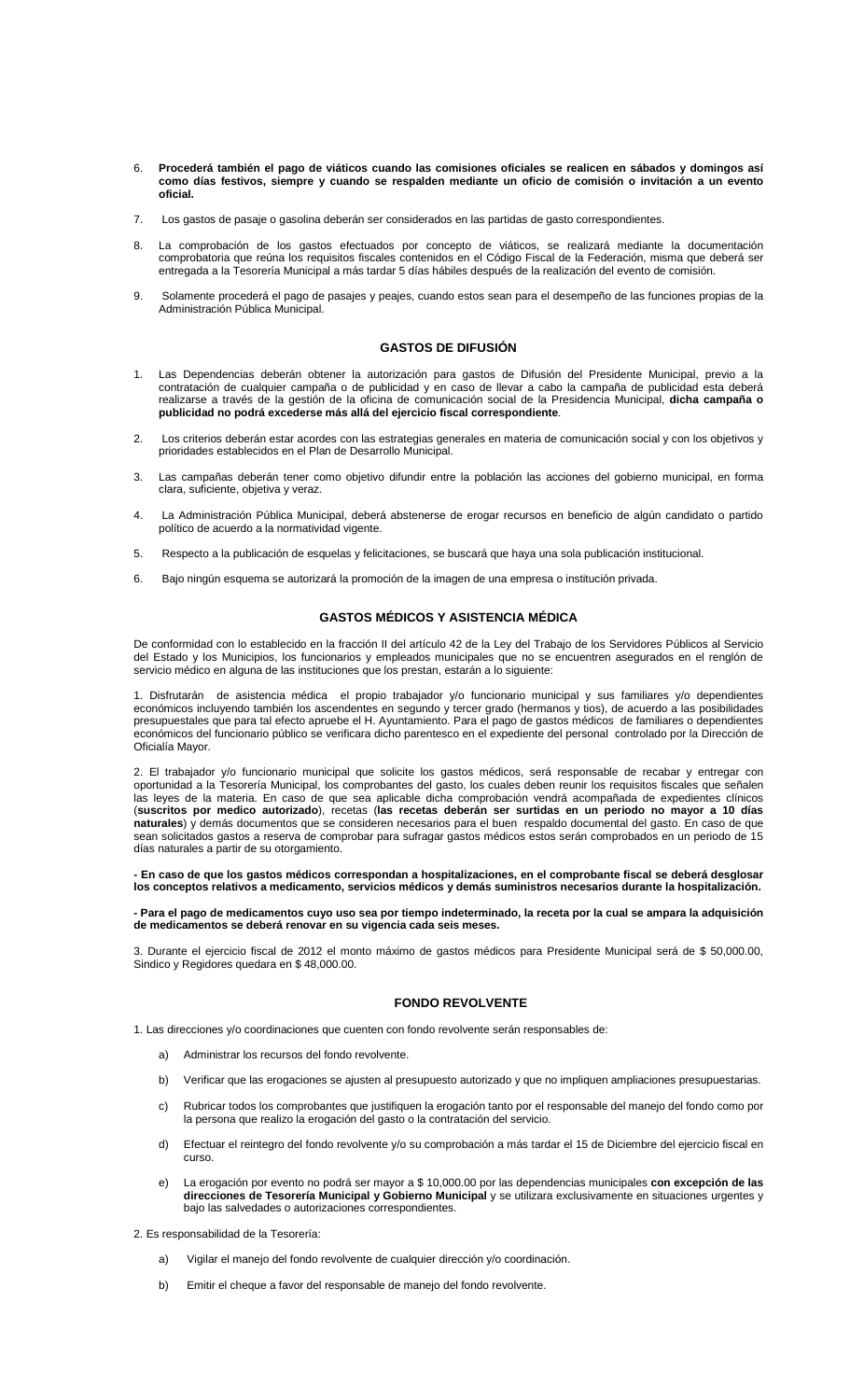6. **Procederá también el pago de viáticos cuando las comisiones oficiales se realicen en sábados y domingos así como días festivos, siempre y cuando se respalden mediante un oficio de comisión o invitación a un evento oficial.**

7. Los gastos de pasaje o gasolina deberán ser considerados en las partidas de gasto correspondientes.

8. La comprobación de los gastos efectuados por concepto de viáticos, se realizará mediante la documentación comprobatoria que reúna los requisitos fiscales contenidos en el Código Fiscal de la Federación, misma que deberá ser entregada a la Tesorería Municipal a más tardar 5 días hábiles después de la realización del evento de comisión.

9. Solamente procederá el pago de pasajes y peajes, cuando estos sean para el desempeño de las funciones propias de la Administración Pública Municipal.

## GASTOS DE DIFUSIÓN

1. Las Dependencias deberán obtener la autorización para gastos de Difusión del Presidente Municipal, previo a la contratación de cualquier campaña o de publicidad y en caso de llevar a cabo la campaña de publicidad esta deberá realizarse a través de la gestión de la oficina de comunicación social de la Presidencia Municipal, **dicha campaña o publicidad no podrá excederse más allá del ejercicio fiscal correspondiente**.

2. Los criterios deberán estar acordes con las estrategias generales en materia de comunicación social y con los objetivos y prioridades establecidos en el Plan de Desarrollo Municipal.

3. Las campañas deberán tener como objetivo difundir entre la población las acciones del gobierno municipal, en forma clara, suficiente, objetiva y veraz.

4. La Administración Pública Municipal, deberá abstenerse de erogar recursos en beneficio de algún candidato o partido político de acuerdo a la normatividad vigente.

5. Respecto a la publicación de esquelas y felicitaciones, se buscará que haya una sola publicación institucional.

6. Bajo ningún esquema se autorizará la promoción de la imagen de una empresa o institución privada.

## GASTOS MÉDICOS Y ASISTENCIA MÉDICA

De conformidad con lo establecido en la fracción II del artículo 42 de la Ley del Trabajo de los Servidores Públicos al Servicio del Estado y los Municipios, los funcionarios y empleados municipales que no se encuentren asegurados en el renglón de servicio médico en alguna de las instituciones que los prestan, estarán a lo siguiente:

1. Disfrutarán de asistencia médica el propio trabajador y/o funcionario municipal y sus familiares y/o dependientes económicos incluyendo también los ascendientes en segundo y tercer grado (hermanos y tíos), de acuerdo a las posibilidades presupuestales que para tal efecto apruebe el H. Ayuntamiento. Para el pago de gastos médicos de familiares o dependientes económicos del funcionario público se verificara dicho parentesco en el expediente del personal controlado por la Dirección de Oficialía Mayor.

2. El trabajador y/o funcionario municipal que solicite los gastos médicos, será responsable de recabar y entregar con oportunidad a la Tesorería Municipal, los comprobantes del gasto, los cuales deben reunir los requisitos fiscales que señalen las leyes de la materia. En caso de que sea aplicable dicha comprobación vendrá acompañada de expedientes clínicos (**suscritos por medico autorizado**), recetas (**las recetas deberán ser surtidas en un periodo no mayor a 10 días naturales**) y demás documentos que se consideren necesarios para el buen respaldo documental del gasto. En caso de que sean solicitados gastos a reserva de comprobar para sufragar gastos médicos estos serán comprobados en un periodo de 15 días naturales a partir de su otorgamiento.

**- En caso de que los gastos médicos correspondan a hospitalizaciones, en el comprobante fiscal se deberá desglosar los conceptos relativos a medicamento, servicios médicos y demás suministros necesarios durante la hospitalización.**

**- Para el pago de medicamentos cuyo uso sea por tiempo indeterminado, la receta por la cual se ampara la adquisición de medicamentos se deberá renovar en su vigencia cada seis meses.**

3. Durante el ejercicio fiscal de 2012 el monto máximo de gastos médicos para Presidente Municipal será de $ 50,000.00, Sindico y Regidores quedara en $ 48,000.00.

## FONDO REVOLVENTE

1. Las direcciones y/o coordinaciones que cuenten con fondo revolvente serán responsables de:

   a) Administrar los recursos del fondo revolvente.

   b) Verificar que las erogaciones se ajusten al presupuesto autorizado y que no impliquen ampliaciones presupuestarias.

   c) Rubricar todos los comprobantes que justifiquen la erogación tanto por el responsable del manejo del fondo como por la persona que realizo la erogación del gasto o la contratación del servicio.

   d) Efectuar el reintegro del fondo revolvente y/o su comprobación a más tardar el 15 de Diciembre del ejercicio fiscal en curso.

   e) La erogación por evento no podrá ser mayor a $ 10,000.00 por las dependencias municipales **con excepción de las direcciones de Tesorería Municipal y Gobierno Municipal** y se utilizara exclusivamente en situaciones urgentes y bajo las salvedades o autorizaciones correspondientes.

2. Es responsabilidad de la Tesorería:

   a) Vigilar el manejo del fondo revolvente de cualquier dirección y/o coordinación.

   b) Emitir el cheque a favor del responsable de manejo del fondo revolvente.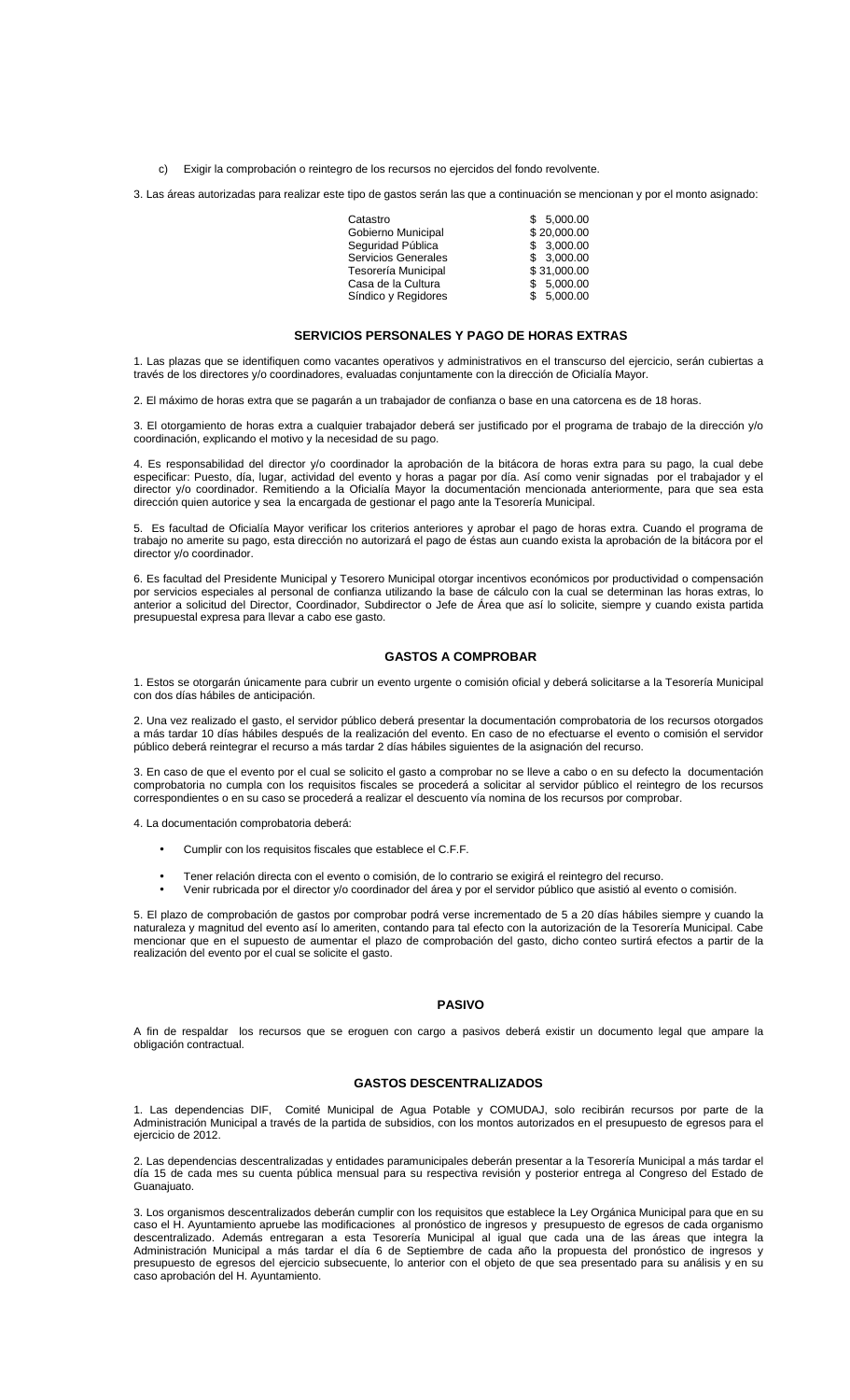c) Exigir la comprobación o reintegro de los recursos no ejercidos del fondo revolvente.

3. Las áreas autorizadas para realizar este tipo de gastos serán las que a continuación se mencionan y por el monto asignado:

| | |
|---|---|
| Catastro | $ 5,000.00 |
| Gobierno Municipal | $ 20,000.00 |
| Seguridad Pública | $ 3,000.00 |
| Servicios Generales | $ 3,000.00 |
| Tesorería Municipal | $ 31,000.00 |
| Casa de la Cultura | $ 5,000.00 |
| Síndico y Regidores | $ 5,000.00 |

## SERVICIOS PERSONALES Y PAGO DE HORAS EXTRAS

1. Las plazas que se identifiquen como vacantes operativos y administrativos en el transcurso del ejercicio, serán cubiertas a través de los directores y/o coordinadores, evaluadas conjuntamente con la dirección de Oficialía Mayor.

2. El máximo de horas extra que se pagarán a un trabajador de confianza o base en una catorcena es de 18 horas.

3. El otorgamiento de horas extra a cualquier trabajador deberá ser justificado por el programa de trabajo de la dirección y/o coordinación, explicando el motivo y la necesidad de su pago.

4. Es responsabilidad del director y/o coordinador la aprobación de la bitácora de horas extra para su pago, la cual debe especificar: Puesto, día, lugar, actividad del evento y horas a pagar por día. Así como venir signadas por el trabajador y el director y/o coordinador. Remitiendo a la Oficialía Mayor la documentación mencionada anteriormente, para que sea esta dirección quien autorice y sea la encargada de gestionar el pago ante la Tesorería Municipal.

5. Es facultad de Oficialía Mayor verificar los criterios anteriores y aprobar el pago de horas extra. Cuando el programa de trabajo no amerite su pago, esta dirección no autorizará el pago de éstas aun cuando exista la aprobación de la bitácora por el director y/o coordinador.

6. Es facultad del Presidente Municipal y Tesorero Municipal otorgar incentivos económicos por productividad o compensación por servicios especiales al personal de confianza utilizando la base de cálculo con la cual se determinan las horas extras, lo anterior a solicitud del Director, Coordinador, Subdirector o Jefe de Área que así lo solicite, siempre y cuando exista partida presupuestal expresa para llevar a cabo ese gasto.

## GASTOS A COMPROBAR

1. Estos se otorgarán únicamente para cubrir un evento urgente o comisión oficial y deberá solicitarse a la Tesorería Municipal con dos días hábiles de anticipación.

2. Una vez realizado el gasto, el servidor público deberá presentar la documentación comprobatoria de los recursos otorgados a más tardar 10 días hábiles después de la realización del evento. En caso de no efectuarse el evento o comisión el servidor público deberá reintegrar el recurso a más tardar 2 días hábiles siguientes de la asignación del recurso.

3. En caso de que el evento por el cual se solicito el gasto a comprobar no se lleve a cabo o en su defecto la documentación comprobatoria no cumpla con los requisitos fiscales se procederá a solicitar al servidor público el reintegro de los recursos correspondientes o en su caso se procederá a realizar el descuento vía nomina de los recursos por comprobar.

4. La documentación comprobatoria deberá:

- Cumplir con los requisitos fiscales que establece el C.F.F.
- Tener relación directa con el evento o comisión, de lo contrario se exigirá el reintegro del recurso.
- Venir rubricada por el director y/o coordinador del área y por el servidor público que asistió al evento o comisión.

5. El plazo de comprobación de gastos por comprobar podrá verse incrementado de 5 a 20 días hábiles siempre y cuando la naturaleza y magnitud del evento así lo ameriten, contando para tal efecto con la autorización de la Tesorería Municipal. Cabe mencionar que en el supuesto de aumentar el plazo de comprobación del gasto, dicho conteo surtirá efectos a partir de la realización del evento por el cual se solicite el gasto.

## PASIVO

A fin de respaldar los recursos que se eroguen con cargo a pasivos deberá existir un documento legal que ampare la obligación contractual.

## GASTOS DESCENTRALIZADOS

1. Las dependencias DIF, Comité Municipal de Agua Potable y COMUDAJ, solo recibirán recursos por parte de la Administración Municipal a través de la partida de subsidios, con los montos autorizados en el presupuesto de egresos para el ejercicio de 2012.

2. Las dependencias descentralizadas y entidades paramunicipales deberán presentar a la Tesorería Municipal a más tardar el día 15 de cada mes su cuenta pública mensual para su respectiva revisión y posterior entrega al Congreso del Estado de Guanajuato.

3. Los organismos descentralizados deberán cumplir con los requisitos que establece la Ley Orgánica Municipal para que en su caso el H. Ayuntamiento apruebe las modificaciones al pronóstico de ingresos y presupuesto de egresos de cada organismo descentralizado. Además entregaran a esta Tesorería Municipal al igual que cada una de las áreas que integra la Administración Municipal a más tardar el día 6 de Septiembre de cada año la propuesta del pronóstico de ingresos y presupuesto de egresos del ejercicio subsecuente, lo anterior con el objeto de que sea presentado para su análisis y en su caso aprobación del H. Ayuntamiento.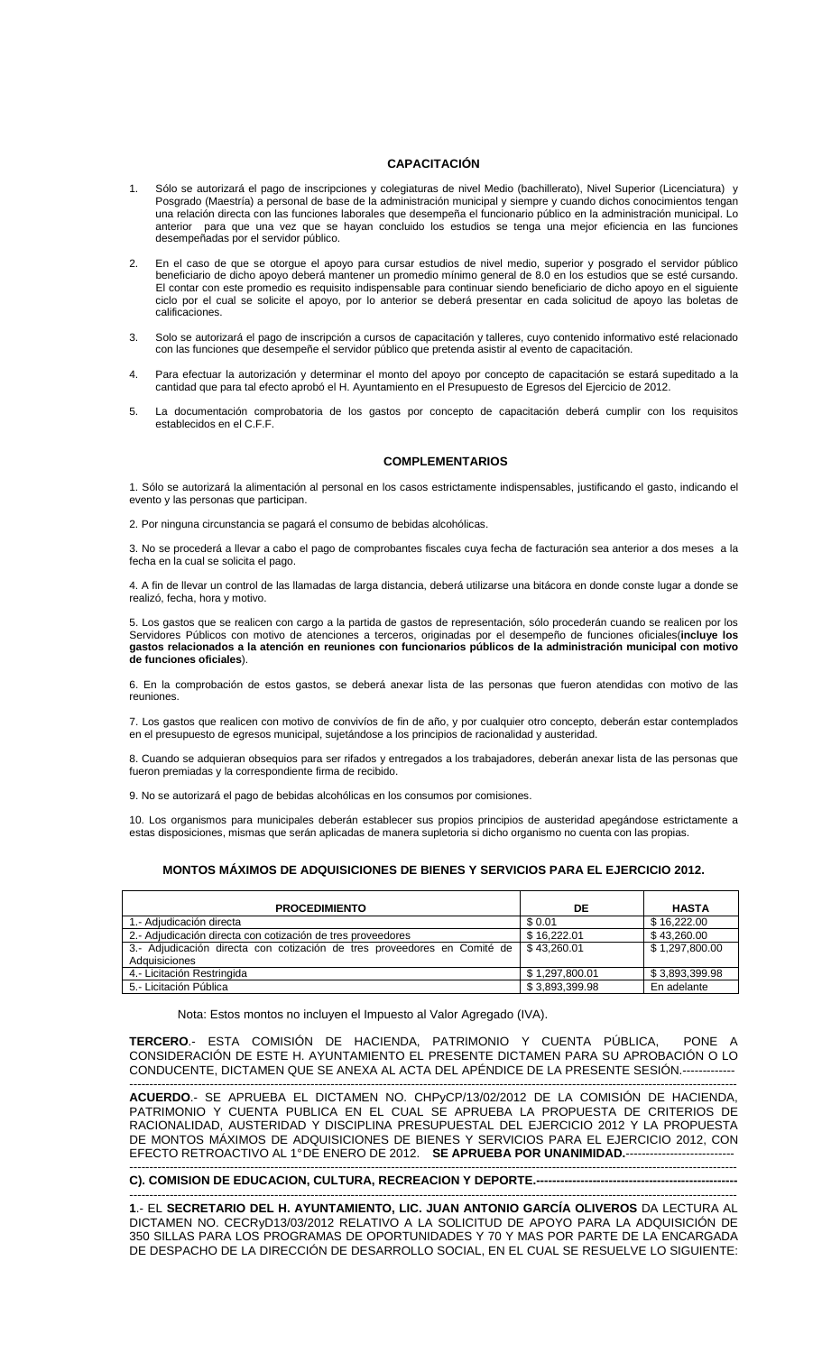## CAPACITACIÓN

1. Sólo se autorizará el pago de inscripciones y colegiaturas de nivel Medio (bachillerato), Nivel Superior (Licenciatura) y Posgrado (Maestría) a personal de base de la administración municipal y siempre y cuando dichos conocimientos tengan una relación directa con las funciones laborales que desempeña el funcionario público en la administración municipal. Lo anterior para que una vez que se hayan concluido los estudios se tenga una mejor eficiencia en las funciones desempeñadas por el servidor público.

2. En el caso de que se otorgue el apoyo para cursar estudios de nivel medio, superior y posgrado el servidor público beneficiario de dicho apoyo deberá mantener un promedio mínimo general de 8.0 en los estudios que se esté cursando. El contar con este promedio es requisito indispensable para continuar siendo beneficiario de dicho apoyo en el siguiente ciclo por el cual se solicite el apoyo, por lo anterior se deberá presentar en cada solicitud de apoyo las boletas de calificaciones.

3. Solo se autorizará el pago de inscripción a cursos de capacitación y talleres, cuyo contenido informativo esté relacionado con las funciones que desempeñe el servidor público que pretenda asistir al evento de capacitación.

4. Para efectuar la autorización y determinar el monto del apoyo por concepto de capacitación se estará supeditado a la cantidad que para tal efecto aprobó el H. Ayuntamiento en el Presupuesto de Egresos del Ejercicio de 2012.

5. La documentación comprobatoria de los gastos por concepto de capacitación deberá cumplir con los requisitos establecidos en el C.F.F.

## COMPLEMENTARIOS

1. Sólo se autorizará la alimentación al personal en los casos estrictamente indispensables, justificando el gasto, indicando el evento y las personas que participan.

2. Por ninguna circunstancia se pagará el consumo de bebidas alcohólicas.

3. No se procederá a llevar a cabo el pago de comprobantes fiscales cuya fecha de facturación sea anterior a dos meses a la fecha en la cual se solicita el pago.

4. A fin de llevar un control de las llamadas de larga distancia, deberá utilizarse una bitácora en donde conste lugar a donde se realizó, fecha, hora y motivo.

5. Los gastos que se realicen con cargo a la partida de gastos de representación, sólo procederán cuando se realicen por los Servidores Públicos con motivo de atenciones a terceros, originadas por el desempeño de funciones oficiales(**incluye los gastos relacionados a la atención en reuniones con funcionarios públicos de la administración municipal con motivo de funciones oficiales**).

6. En la comprobación de estos gastos, se deberá anexar lista de las personas que fueron atendidas con motivo de las reuniones.

7. Los gastos que realicen con motivo de convivíos de fin de año, y por cualquier otro concepto, deberán estar contemplados en el presupuesto de egresos municipal, sujetándose a los principios de racionalidad y austeridad.

8. Cuando se adquieran obsequios para ser rifados y entregados a los trabajadores, deberán anexar lista de las personas que fueron premiadas y la correspondiente firma de recibido.

9. No se autorizará el pago de bebidas alcohólicas en los consumos por comisiones.

10. Los organismos para municipales deberán establecer sus propios principios de austeridad apegándose estrictamente a estas disposiciones, mismas que serán aplicadas de manera supletoria si dicho organismo no cuenta con las propias.

## MONTOS MÁXIMOS DE ADQUISICIONES DE BIENES Y SERVICIOS PARA EL EJERCICIO 2012.

| PROCEDIMIENTO | DE | HASTA |
|---|---|---|
| 1.- Adjudicación directa | $ 0.01 | $ 16,222.00 |
| 2.- Adjudicación directa con cotización de tres proveedores | $ 16,222.01 | $ 43,260.00 |
| 3.- Adjudicación directa con cotización de tres proveedores en Comité de Adquisiciones | $ 43,260.01 | $ 1,297,800.00 |
| 4.- Licitación Restringida | $ 1,297,800.01 | $ 3,893,399.98 |
| 5.- Licitación Pública | $ 3,893,399.98 | En adelante |

Nota: Estos montos no incluyen el Impuesto al Valor Agregado (IVA).

**TERCERO**.- ESTA COMISIÓN DE HACIENDA, PATRIMONIO Y CUENTA PÚBLICA, PONE A CONSIDERACIÓN DE ESTE H. AYUNTAMIENTO EL PRESENTE DICTAMEN PARA SU APROBACIÓN O LO CONDUCENTE, DICTAMEN QUE SE ANEXA AL ACTA DEL APÉNDICE DE LA PRESENTE SESIÓN.-------------

---

**ACUERDO**.- SE APRUEBA EL DICTAMEN NO. CHPyCP/13/02/2012 DE LA COMISIÓN DE HACIENDA, PATRIMONIO Y CUENTA PUBLICA EN EL CUAL SE APRUEBA LA PROPUESTA DE CRITERIOS DE RACIONALIDAD, AUSTERIDAD Y DISCIPLINA PRESUPUESTAL DEL EJERCICIO 2012 Y LA PROPUESTA DE MONTOS MÁXIMOS DE ADQUISICIONES DE BIENES Y SERVICIOS PARA EL EJERCICIO 2012, CON EFECTO RETROACTIVO AL 1° DE ENERO DE 2012. **SE APRUEBA POR UNANIMIDAD.**---------------------------

---

**C). COMISION DE EDUCACION, CULTURA, RECREACION Y DEPORTE.--------------------------------------------------**

---

**1**.- EL **SECRETARIO DEL H. AYUNTAMIENTO, LIC. JUAN ANTONIO GARCÍA OLIVEROS** DA LECTURA AL DICTAMEN NO. CECRyD13/03/2012 RELATIVO A LA SOLICITUD DE APOYO PARA LA ADQUISICIÓN DE 350 SILLAS PARA LOS PROGRAMAS DE OPORTUNIDADES Y 70 Y MAS POR PARTE DE LA ENCARGADA DE DESPACHO DE LA DIRECCIÓN DE DESARROLLO SOCIAL, EN EL CUAL SE RESUELVE LO SIGUIENTE: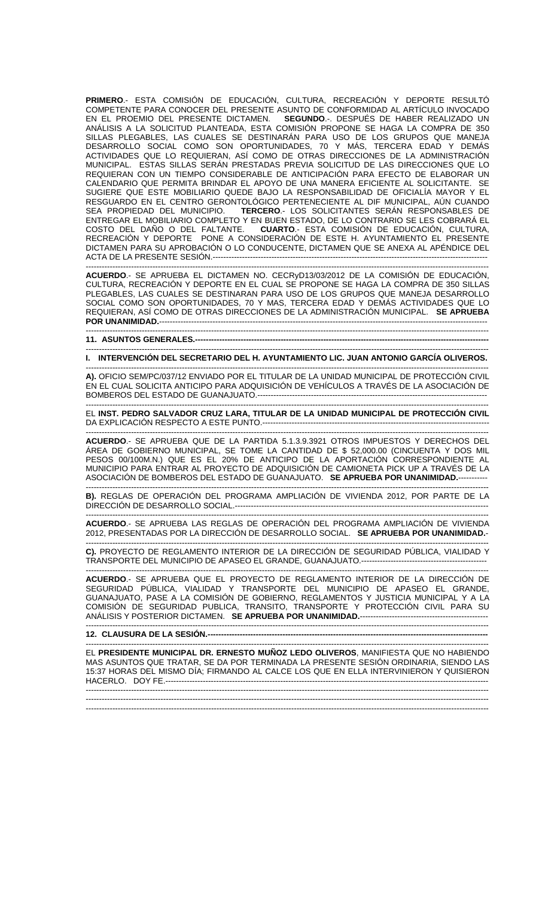**PRIMERO**.- ESTA COMISIÓN DE EDUCACIÓN, CULTURA, RECREACIÓN Y DEPORTE RESULTÓ COMPETENTE PARA CONOCER DEL PRESENTE ASUNTO DE CONFORMIDAD AL ARTÍCULO INVOCADO EN EL PROEMIO DEL PRESENTE DICTAMEN. **SEGUNDO**.-. DESPUÉS DE HABER REALIZADO UN ANÁLISIS A LA SOLICITUD PLANTEADA, ESTA COMISIÓN PROPONE SE HAGA LA COMPRA DE 350 SILLAS PLEGABLES, LAS CUALES SE DESTINARÁN PARA USO DE LOS GRUPOS QUE MANEJA DESARROLLO SOCIAL COMO SON OPORTUNIDADES, 70 Y MÁS, TERCERA EDAD Y DEMÁS ACTIVIDADES QUE LO REQUIERAN, ASÍ COMO DE OTRAS DIRECCIONES DE LA ADMINISTRACIÓN MUNICIPAL. ESTAS SILLAS SERÁN PRESTADAS PREVIA SOLICITUD DE LAS DIRECCIONES QUE LO REQUIERAN CON UN TIEMPO CONSIDERABLE DE ANTICIPACIÓN PARA EFECTO DE ELABORAR UN CALENDARIO QUE PERMITA BRINDAR EL APOYO DE UNA MANERA EFICIENTE AL SOLICITANTE. SE SUGIERE QUE ESTE MOBILIARIO QUEDE BAJO LA RESPONSABILIDAD DE OFICIALÍA MAYOR Y EL RESGUARDO EN EL CENTRO GERONTOLÓGICO PERTENECIENTE AL DIF MUNICIPAL, AÚN CUANDO SEA PROPIEDAD DEL MUNICIPIO. **TERCERO**.- LOS SOLICITANTES SERÁN RESPONSABLES DE ENTREGAR EL MOBILIARIO COMPLETO Y EN BUEN ESTADO, DE LO CONTRARIO SE LES COBRARÁ EL COSTO DEL DAÑO O DEL FALTANTE. **CUARTO**.- ESTA COMISIÓN DE EDUCACIÓN, CULTURA, RECREACIÓN Y DEPORTE PONE A CONSIDERACIÓN DE ESTE H. AYUNTAMIENTO EL PRESENTE DICTAMEN PARA SU APROBACIÓN O LO CONDUCENTE, DICTAMEN QUE SE ANEXA AL APÉNDICE DEL ACTA DE LA PRESENTE SESIÓN.-----------------------------------------------------------------------------------------------

**ACUERDO**.- SE APRUEBA EL DICTAMEN NO. CECRyD13/03/2012 DE LA COMISIÓN DE EDUCACIÓN, CULTURA, RECREACIÓN Y DEPORTE EN EL CUAL SE PROPONE SE HAGA LA COMPRA DE 350 SILLAS PLEGABLES, LAS CUALES SE DESTINARAN PARA USO DE LOS GRUPOS QUE MANEJA DESARROLLO SOCIAL COMO SON OPORTUNIDADES, 70 Y MAS, TERCERA EDAD Y DEMÁS ACTIVIDADES QUE LO REQUIERAN, ASÍ COMO DE OTRAS DIRECCIONES DE LA ADMINISTRACIÓN MUNICIPAL. **SE APRUEBA POR UNANIMIDAD.**-----------------------------------------------------------------------------------------------------------

**11. ASUNTOS GENERALES.**-----------------------------------------------------------------------------------------------------

**I. INTERVENCIÓN DEL SECRETARIO DEL H. AYUNTAMIENTO LIC. JUAN ANTONIO GARCÍA OLIVEROS.**

**A).** OFICIO SEM/PC/037/12 ENVIADO POR EL TITULAR DE LA UNIDAD MUNICIPAL DE PROTECCIÓN CIVIL EN EL CUAL SOLICITA ANTICIPO PARA ADQUISICIÓN DE VEHÍCULOS A TRAVÉS DE LA ASOCIACIÓN DE BOMBEROS DEL ESTADO DE GUANAJUATO.------------------------------------------------------------------------------------

EL **INST. PEDRO SALVADOR CRUZ LARA, TITULAR DE LA UNIDAD MUNICIPAL DE PROTECCIÓN CIVIL** DA EXPLICACIÓN RESPECTO A ESTE PUNTO.-------------------------------------------------------------------------------

**ACUERDO**.- SE APRUEBA QUE DE LA PARTIDA 5.1.3.9.3921 OTROS IMPUESTOS Y DERECHOS DEL ÁREA DE GOBIERNO MUNICIPAL, SE TOME LA CANTIDAD DE $ 52,000.00 (CINCUENTA Y DOS MIL PESOS 00/100M.N.) QUE ES EL 20% DE ANTICIPO DE LA APORTACIÓN CORRESPONDIENTE AL MUNICIPIO PARA ENTRAR AL PROYECTO DE ADQUISICIÓN DE CAMIONETA PICK UP A TRAVÉS DE LA ASOCIACIÓN DE BOMBEROS DEL ESTADO DE GUANAJUATO. **SE APRUEBA POR UNANIMIDAD.**-----------

**B).** REGLAS DE OPERACIÓN DEL PROGRAMA AMPLIACIÓN DE VIVIENDA 2012, POR PARTE DE LA DIRECCIÓN DE DESARROLLO SOCIAL.--------------------------------------------------------------------------------------------

**ACUERDO**.- SE APRUEBA LAS REGLAS DE OPERACIÓN DEL PROGRAMA AMPLIACIÓN DE VIVIENDA 2012, PRESENTADAS POR LA DIRECCIÓN DE DESARROLLO SOCIAL. **SE APRUEBA POR UNANIMIDAD.**-

**C).** PROYECTO DE REGLAMENTO INTERIOR DE LA DIRECCIÓN DE SEGURIDAD PÚBLICA, VIALIDAD Y TRANSPORTE DEL MUNICIPIO DE APASEO EL GRANDE, GUANAJUATO.------------------------------------------------

**ACUERDO**.- SE APRUEBA QUE EL PROYECTO DE REGLAMENTO INTERIOR DE LA DIRECCIÓN DE SEGURIDAD PÚBLICA, VIALIDAD Y TRANSPORTE DEL MUNICIPIO DE APASEO EL GRANDE, GUANAJUATO, PASE A LA COMISIÓN DE GOBIERNO, REGLAMENTOS Y JUSTICIA MUNICIPAL Y A LA COMISIÓN DE SEGURIDAD PUBLICA, TRANSITO, TRANSPORTE Y PROTECCIÓN CIVIL PARA SU ANÁLISIS Y POSTERIOR DICTAMEN. **SE APRUEBA POR UNANIMIDAD.**------------------------------------------------

**12. CLAUSURA DE LA SESIÓN.**-----------------------------------------------------------------------------------------------

EL **PRESIDENTE MUNICIPAL DR. ERNESTO MUÑOZ LEDO OLIVEROS**, MANIFIESTA QUE NO HABIENDO MAS ASUNTOS QUE TRATAR, SE DA POR TERMINADA LA PRESENTE SESIÓN ORDINARIA, SIENDO LAS 15:37 HORAS DEL MISMO DÍA; FIRMANDO AL CALCE LOS QUE EN ELLA INTERVINIERON Y QUISIERON HACERLO. DOY FE.------------------------------------------------------------------------------------------------------------